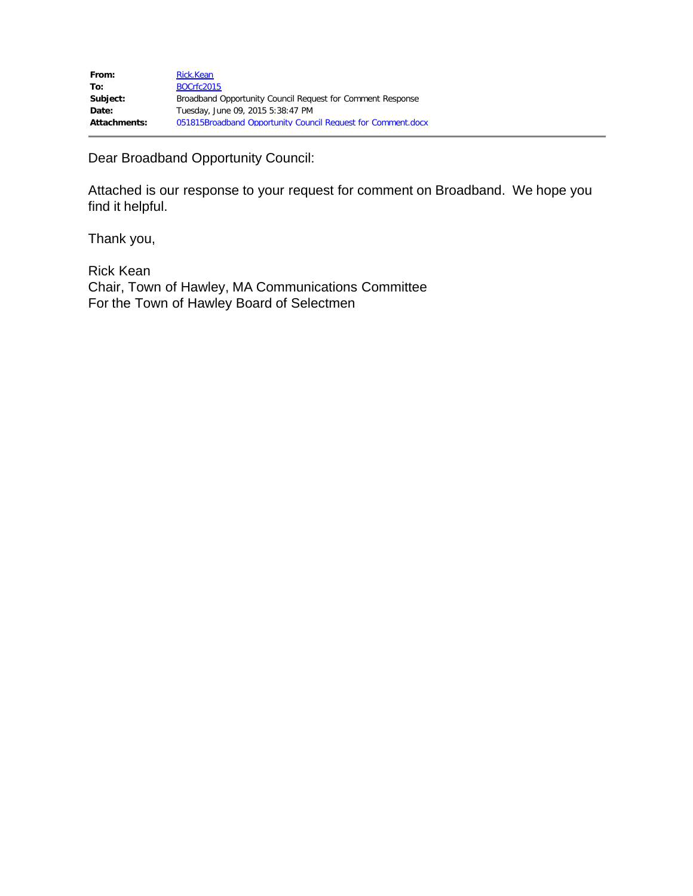| | |
|---|---|
| **From:** | Rick.Kean |
| **To:** | BOCrfc2015 |
| **Subject:** | Broadband Opportunity Council Request for Comment Response |
| **Date:** | Tuesday, June 09, 2015 5:38:47 PM |
| **Attachments:** | 051815Broadband Opportunity Council Request for Comment.docx |

Dear Broadband Opportunity Council:

Attached is our response to your request for comment on Broadband. We hope you find it helpful.

Thank you,

Rick Kean
Chair, Town of Hawley, MA Communications Committee
For the Town of Hawley Board of Selectmen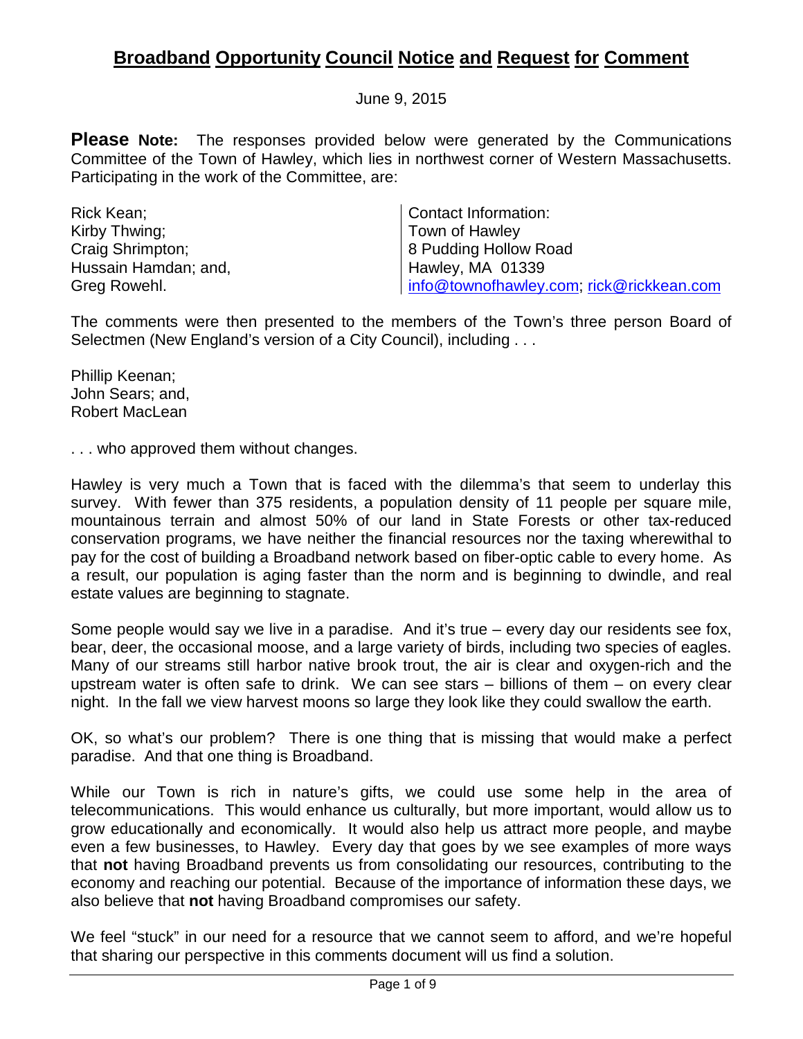# **Broadband Opportunity Council Notice and Request for Comment**

June 9, 2015

**Please Note:** The responses provided below were generated by the Communications Committee of the Town of Hawley, which lies in northwest corner of Western Massachusetts. Participating in the work of the Committee, are:

| | |
|---|---|
| Rick Kean; | Contact Information: |
| Kirby Thwing; | Town of Hawley |
| Craig Shrimpton; | 8 Pudding Hollow Road |
| Hussain Hamdan; and, | Hawley, MA 01339 |
| Greg Rowehl. | info@townofhawley.com; rick@rickkean.com |

The comments were then presented to the members of the Town's three person Board of Selectmen (New England's version of a City Council), including . . .

Phillip Keenan;
John Sears; and,
Robert MacLean

. . . who approved them without changes.

Hawley is very much a Town that is faced with the dilemma's that seem to underlay this survey. With fewer than 375 residents, a population density of 11 people per square mile, mountainous terrain and almost 50% of our land in State Forests or other tax-reduced conservation programs, we have neither the financial resources nor the taxing wherewithal to pay for the cost of building a Broadband network based on fiber-optic cable to every home. As a result, our population is aging faster than the norm and is beginning to dwindle, and real estate values are beginning to stagnate.

Some people would say we live in a paradise. And it's true – every day our residents see fox, bear, deer, the occasional moose, and a large variety of birds, including two species of eagles. Many of our streams still harbor native brook trout, the air is clear and oxygen-rich and the upstream water is often safe to drink. We can see stars – billions of them – on every clear night. In the fall we view harvest moons so large they look like they could swallow the earth.

OK, so what's our problem? There is one thing that is missing that would make a perfect paradise. And that one thing is Broadband.

While our Town is rich in nature's gifts, we could use some help in the area of telecommunications. This would enhance us culturally, but more important, would allow us to grow educationally and economically. It would also help us attract more people, and maybe even a few businesses, to Hawley. Every day that goes by we see examples of more ways that **not** having Broadband prevents us from consolidating our resources, contributing to the economy and reaching our potential. Because of the importance of information these days, we also believe that **not** having Broadband compromises our safety.

We feel "stuck" in our need for a resource that we cannot seem to afford, and we're hopeful that sharing our perspective in this comments document will us find a solution.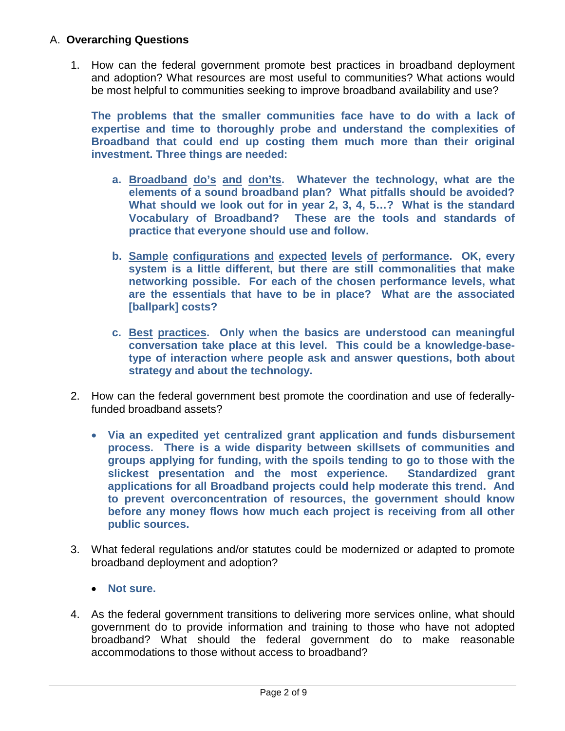## A. **Overarching Questions**

1. How can the federal government promote best practices in broadband deployment and adoption? What resources are most useful to communities? What actions would be most helpful to communities seeking to improve broadband availability and use?

   **The problems that the smaller communities face have to do with a lack of expertise and time to thoroughly probe and understand the complexities of Broadband that could end up costing them much more than their original investment. Three things are needed:**

   a. **<u>Broadband do's and don'ts</u>. Whatever the technology, what are the elements of a sound broadband plan? What pitfalls should be avoided? What should we look out for in year 2, 3, 4, 5…? What is the standard Vocabulary of Broadband? These are the tools and standards of practice that everyone should use and follow.**

   b. **<u>Sample configurations and expected levels of performance</u>. OK, every system is a little different, but there are still commonalities that make networking possible. For each of the chosen performance levels, what are the essentials that have to be in place? What are the associated [ballpark] costs?**

   c. **<u>Best practices</u>. Only when the basics are understood can meaningful conversation take place at this level. This could be a knowledge-base-type of interaction where people ask and answer questions, both about strategy and about the technology.**

2. How can the federal government best promote the coordination and use of federally-funded broadband assets?

   - **Via an expedited yet centralized grant application and funds disbursement process. There is a wide disparity between skillsets of communities and groups applying for funding, with the spoils tending to go to those with the slickest presentation and the most experience. Standardized grant applications for all Broadband projects could help moderate this trend. And to prevent overconcentration of resources, the government should know before any money flows how much each project is receiving from all other public sources.**

3. What federal regulations and/or statutes could be modernized or adapted to promote broadband deployment and adoption?

   - **Not sure.**

4. As the federal government transitions to delivering more services online, what should government do to provide information and training to those who have not adopted broadband? What should the federal government do to make reasonable accommodations to those without access to broadband?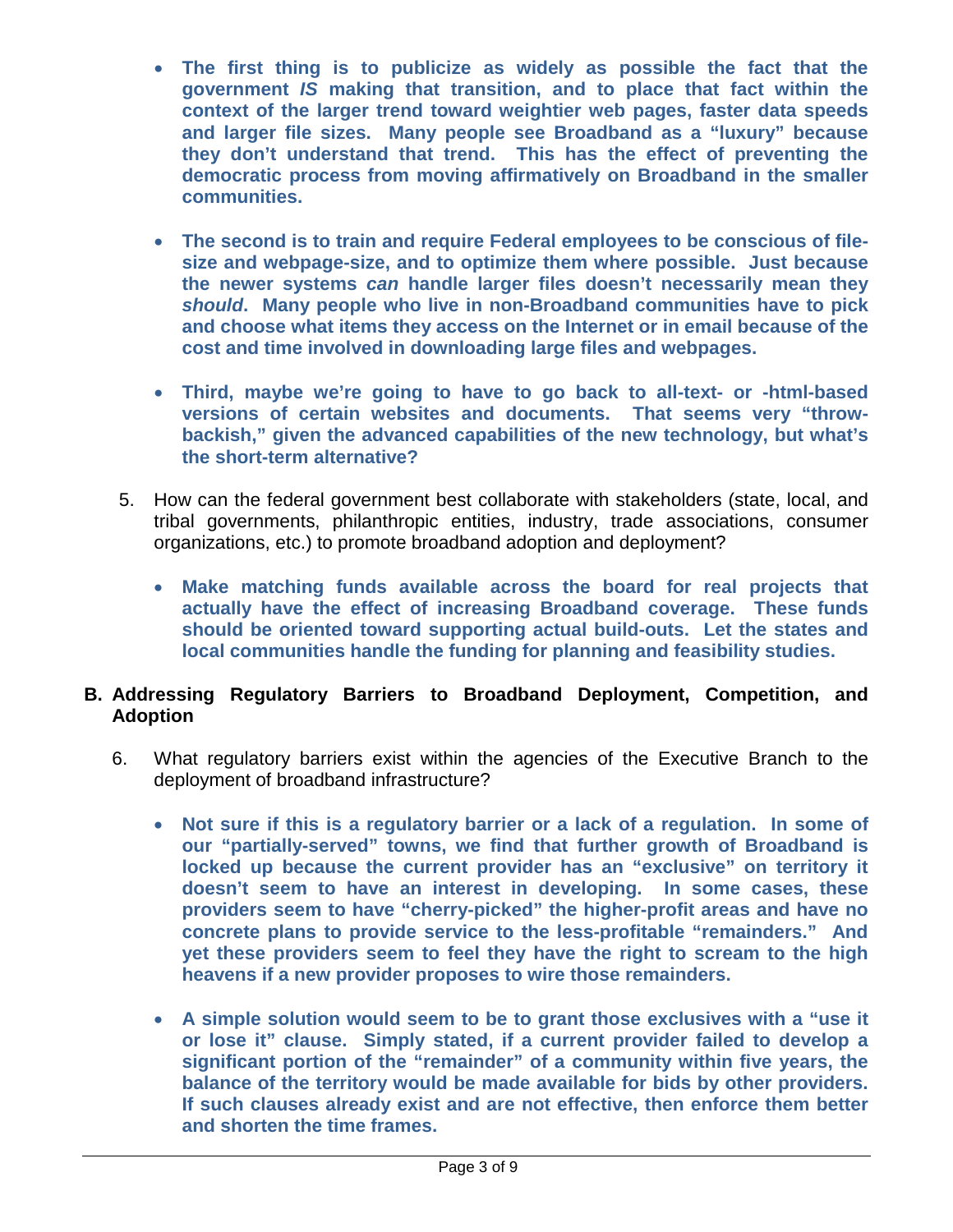- **The first thing is to publicize as widely as possible the fact that the government *IS* making that transition, and to place that fact within the context of the larger trend toward weightier web pages, faster data speeds and larger file sizes. Many people see Broadband as a "luxury" because they don't understand that trend. This has the effect of preventing the democratic process from moving affirmatively on Broadband in the smaller communities.**

- **The second is to train and require Federal employees to be conscious of file-size and webpage-size, and to optimize them where possible. Just because the newer systems *can* handle larger files doesn't necessarily mean they *should*. Many people who live in non-Broadband communities have to pick and choose what items they access on the Internet or in email because of the cost and time involved in downloading large files and webpages.**

- **Third, maybe we're going to have to go back to all-text- or -html-based versions of certain websites and documents. That seems very "throw-backish," given the advanced capabilities of the new technology, but what's the short-term alternative?**

5. How can the federal government best collaborate with stakeholders (state, local, and tribal governments, philanthropic entities, industry, trade associations, consumer organizations, etc.) to promote broadband adoption and deployment?

   - **Make matching funds available across the board for real projects that actually have the effect of increasing Broadband coverage. These funds should be oriented toward supporting actual build-outs. Let the states and local communities handle the funding for planning and feasibility studies.**

## B. Addressing Regulatory Barriers to Broadband Deployment, Competition, and Adoption

6. What regulatory barriers exist within the agencies of the Executive Branch to the deployment of broadband infrastructure?

   - **Not sure if this is a regulatory barrier or a lack of a regulation. In some of our "partially-served" towns, we find that further growth of Broadband is locked up because the current provider has an "exclusive" on territory it doesn't seem to have an interest in developing. In some cases, these providers seem to have "cherry-picked" the higher-profit areas and have no concrete plans to provide service to the less-profitable "remainders." And yet these providers seem to feel they have the right to scream to the high heavens if a new provider proposes to wire those remainders.**

   - **A simple solution would seem to be to grant those exclusives with a "use it or lose it" clause. Simply stated, if a current provider failed to develop a significant portion of the "remainder" of a community within five years, the balance of the territory would be made available for bids by other providers. If such clauses already exist and are not effective, then enforce them better and shorten the time frames.**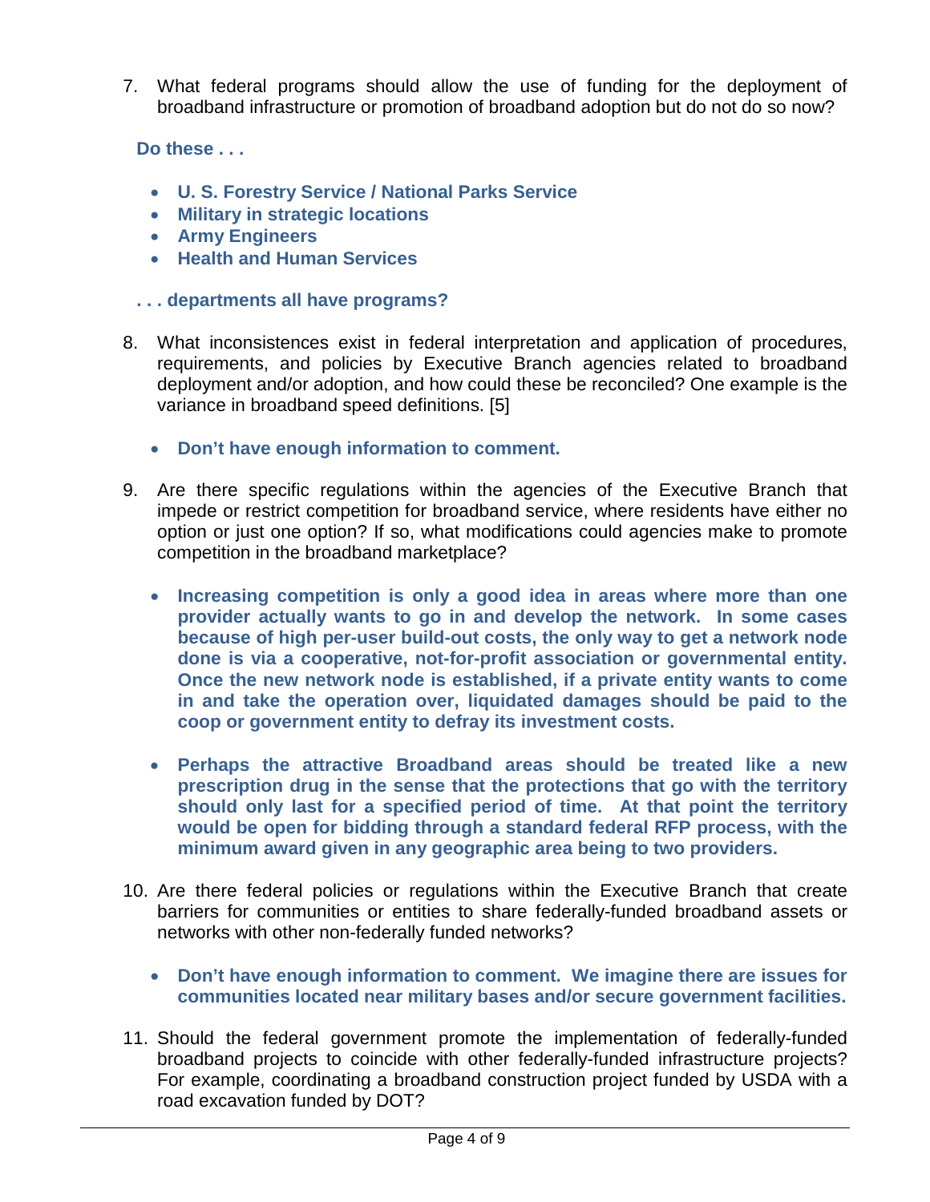7. What federal programs should allow the use of funding for the deployment of broadband infrastructure or promotion of broadband adoption but do not do so now?

   **Do these . . .**

   - **U. S. Forestry Service / National Parks Service**
   - **Military in strategic locations**
   - **Army Engineers**
   - **Health and Human Services**

   **. . . departments all have programs?**

8. What inconsistences exist in federal interpretation and application of procedures, requirements, and policies by Executive Branch agencies related to broadband deployment and/or adoption, and how could these be reconciled? One example is the variance in broadband speed definitions. [5]

   - **Don't have enough information to comment.**

9. Are there specific regulations within the agencies of the Executive Branch that impede or restrict competition for broadband service, where residents have either no option or just one option? If so, what modifications could agencies make to promote competition in the broadband marketplace?

   - **Increasing competition is only a good idea in areas where more than one provider actually wants to go in and develop the network. In some cases because of high per-user build-out costs, the only way to get a network node done is via a cooperative, not-for-profit association or governmental entity. Once the new network node is established, if a private entity wants to come in and take the operation over, liquidated damages should be paid to the coop or government entity to defray its investment costs.**

   - **Perhaps the attractive Broadband areas should be treated like a new prescription drug in the sense that the protections that go with the territory should only last for a specified period of time. At that point the territory would be open for bidding through a standard federal RFP process, with the minimum award given in any geographic area being to two providers.**

10. Are there federal policies or regulations within the Executive Branch that create barriers for communities or entities to share federally-funded broadband assets or networks with other non-federally funded networks?

    - **Don't have enough information to comment. We imagine there are issues for communities located near military bases and/or secure government facilities.**

11. Should the federal government promote the implementation of federally-funded broadband projects to coincide with other federally-funded infrastructure projects? For example, coordinating a broadband construction project funded by USDA with a road excavation funded by DOT?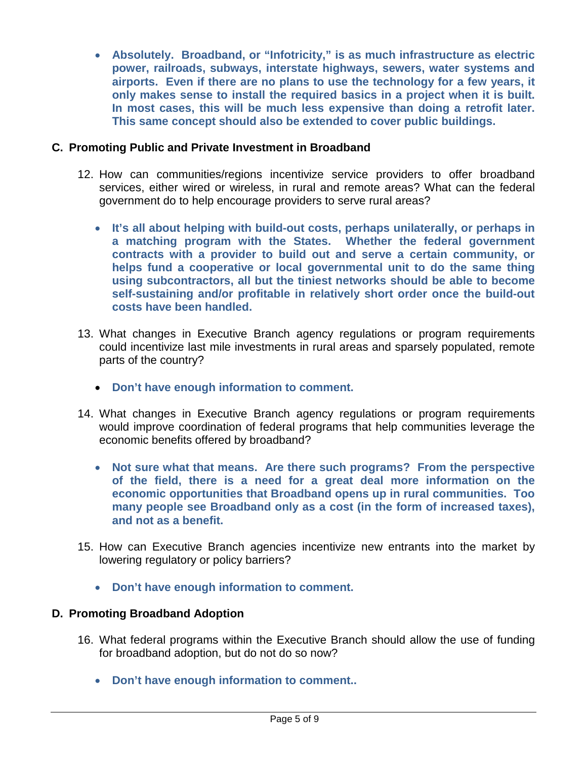- **Absolutely. Broadband, or "Infotricity," is as much infrastructure as electric power, railroads, subways, interstate highways, sewers, water systems and airports. Even if there are no plans to use the technology for a few years, it only makes sense to install the required basics in a project when it is built. In most cases, this will be much less expensive than doing a retrofit later. This same concept should also be extended to cover public buildings.**

### C. Promoting Public and Private Investment in Broadband

12. How can communities/regions incentivize service providers to offer broadband services, either wired or wireless, in rural and remote areas? What can the federal government do to help encourage providers to serve rural areas?

    - **It's all about helping with build-out costs, perhaps unilaterally, or perhaps in a matching program with the States. Whether the federal government contracts with a provider to build out and serve a certain community, or helps fund a cooperative or local governmental unit to do the same thing using subcontractors, all but the tiniest networks should be able to become self-sustaining and/or profitable in relatively short order once the build-out costs have been handled.**

13. What changes in Executive Branch agency regulations or program requirements could incentivize last mile investments in rural areas and sparsely populated, remote parts of the country?

    - **Don't have enough information to comment.**

14. What changes in Executive Branch agency regulations or program requirements would improve coordination of federal programs that help communities leverage the economic benefits offered by broadband?

    - **Not sure what that means. Are there such programs? From the perspective of the field, there is a need for a great deal more information on the economic opportunities that Broadband opens up in rural communities. Too many people see Broadband only as a cost (in the form of increased taxes), and not as a benefit.**

15. How can Executive Branch agencies incentivize new entrants into the market by lowering regulatory or policy barriers?

    - **Don't have enough information to comment.**

### D. Promoting Broadband Adoption

16. What federal programs within the Executive Branch should allow the use of funding for broadband adoption, but do not do so now?

    - **Don't have enough information to comment..**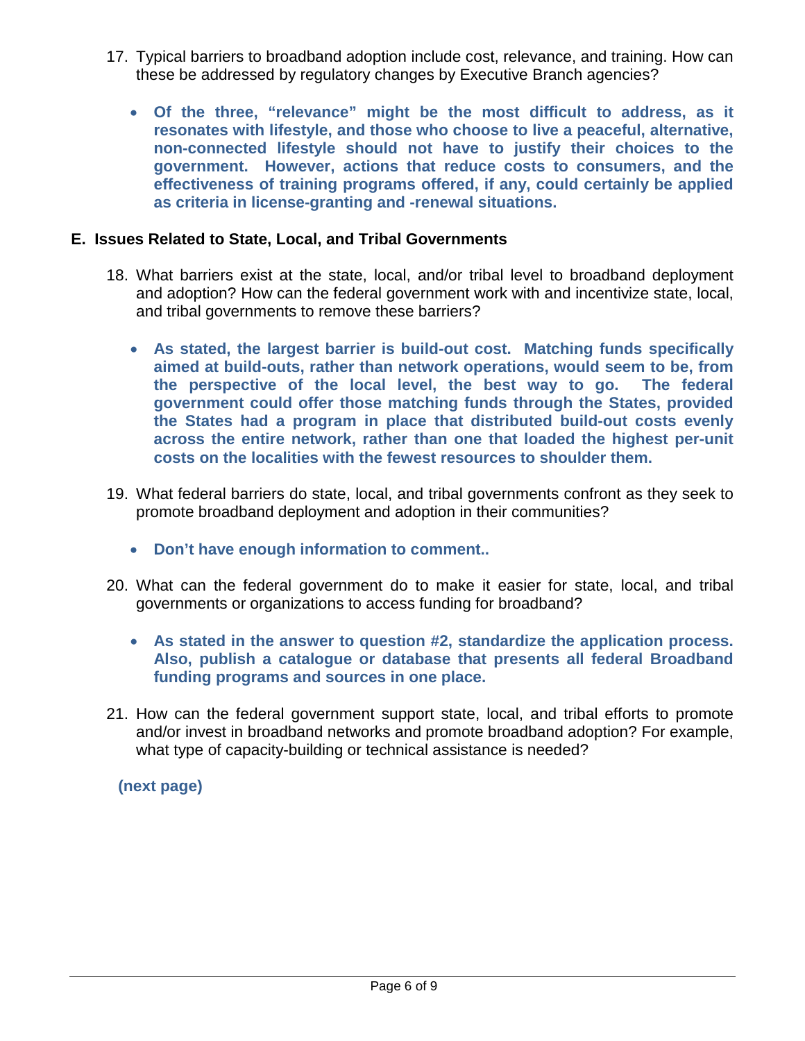17. Typical barriers to broadband adoption include cost, relevance, and training. How can these be addressed by regulatory changes by Executive Branch agencies?

    - **Of the three, "relevance" might be the most difficult to address, as it resonates with lifestyle, and those who choose to live a peaceful, alternative, non-connected lifestyle should not have to justify their choices to the government. However, actions that reduce costs to consumers, and the effectiveness of training programs offered, if any, could certainly be applied as criteria in license-granting and -renewal situations.**

## E. Issues Related to State, Local, and Tribal Governments

18. What barriers exist at the state, local, and/or tribal level to broadband deployment and adoption? How can the federal government work with and incentivize state, local, and tribal governments to remove these barriers?

    - **As stated, the largest barrier is build-out cost. Matching funds specifically aimed at build-outs, rather than network operations, would seem to be, from the perspective of the local level, the best way to go. The federal government could offer those matching funds through the States, provided the States had a program in place that distributed build-out costs evenly across the entire network, rather than one that loaded the highest per-unit costs on the localities with the fewest resources to shoulder them.**

19. What federal barriers do state, local, and tribal governments confront as they seek to promote broadband deployment and adoption in their communities?

    - **Don't have enough information to comment..**

20. What can the federal government do to make it easier for state, local, and tribal governments or organizations to access funding for broadband?

    - **As stated in the answer to question #2, standardize the application process. Also, publish a catalogue or database that presents all federal Broadband funding programs and sources in one place.**

21. How can the federal government support state, local, and tribal efforts to promote and/or invest in broadband networks and promote broadband adoption? For example, what type of capacity-building or technical assistance is needed?

**(next page)**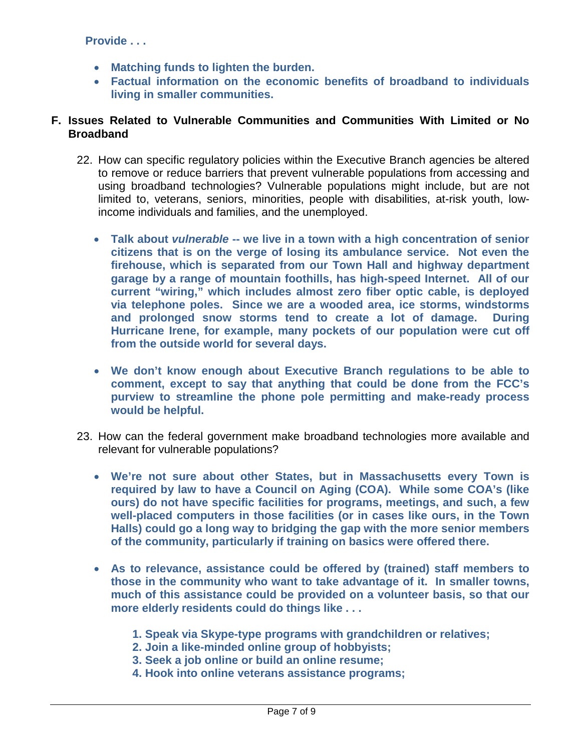**Provide . . .**

- **Matching funds to lighten the burden.**
- **Factual information on the economic benefits of broadband to individuals living in smaller communities.**

## F. Issues Related to Vulnerable Communities and Communities With Limited or No Broadband

22. How can specific regulatory policies within the Executive Branch agencies be altered to remove or reduce barriers that prevent vulnerable populations from accessing and using broadband technologies? Vulnerable populations might include, but are not limited to, veterans, seniors, minorities, people with disabilities, at-risk youth, low-income individuals and families, and the unemployed.

    - **Talk about *vulnerable* -- we live in a town with a high concentration of senior citizens that is on the verge of losing its ambulance service. Not even the firehouse, which is separated from our Town Hall and highway department garage by a range of mountain foothills, has high-speed Internet. All of our current "wiring," which includes almost zero fiber optic cable, is deployed via telephone poles. Since we are a wooded area, ice storms, windstorms and prolonged snow storms tend to create a lot of damage. During Hurricane Irene, for example, many pockets of our population were cut off from the outside world for several days.**

    - **We don't know enough about Executive Branch regulations to be able to comment, except to say that anything that could be done from the FCC's purview to streamline the phone pole permitting and make-ready process would be helpful.**

23. How can the federal government make broadband technologies more available and relevant for vulnerable populations?

    - **We're not sure about other States, but in Massachusetts every Town is required by law to have a Council on Aging (COA). While some COA's (like ours) do not have specific facilities for programs, meetings, and such, a few well-placed computers in those facilities (or in cases like ours, in the Town Halls) could go a long way to bridging the gap with the more senior members of the community, particularly if training on basics were offered there.**

    - **As to relevance, assistance could be offered by (trained) staff members to those in the community who want to take advantage of it. In smaller towns, much of this assistance could be provided on a volunteer basis, so that our more elderly residents could do things like . . .**

        1. **Speak via Skype-type programs with grandchildren or relatives;**
        2. **Join a like-minded online group of hobbyists;**
        3. **Seek a job online or build an online resume;**
        4. **Hook into online veterans assistance programs;**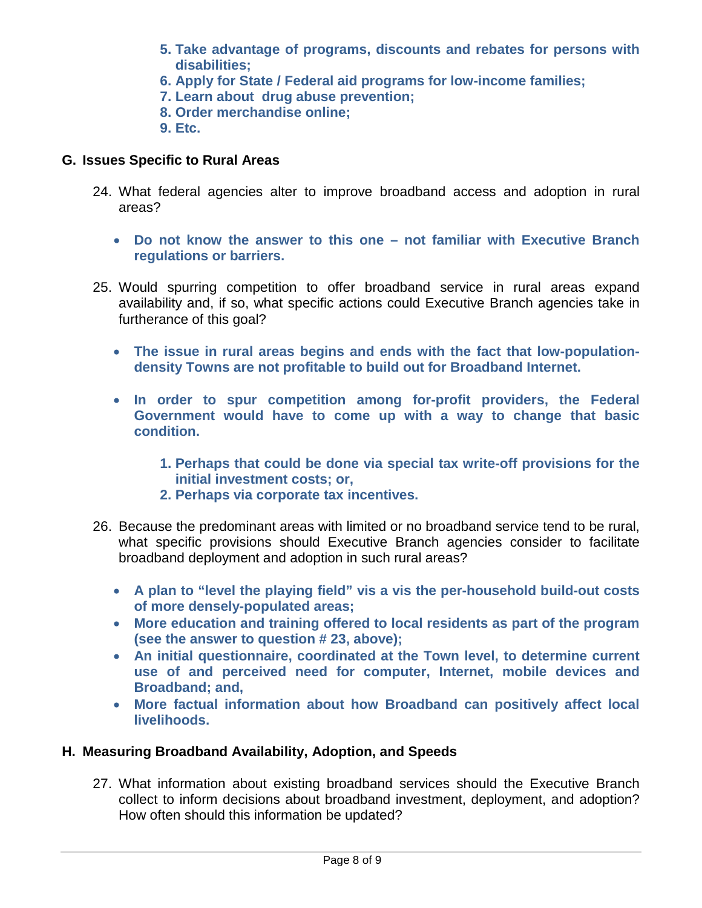5. **Take advantage of programs, discounts and rebates for persons with disabilities;**
6. **Apply for State / Federal aid programs for low-income families;**
7. **Learn about drug abuse prevention;**
8. **Order merchandise online;**
9. **Etc.**

## G. Issues Specific to Rural Areas

24. What federal agencies alter to improve broadband access and adoption in rural areas?

    - **Do not know the answer to this one – not familiar with Executive Branch regulations or barriers.**

25. Would spurring competition to offer broadband service in rural areas expand availability and, if so, what specific actions could Executive Branch agencies take in furtherance of this goal?

    - **The issue in rural areas begins and ends with the fact that low-population-density Towns are not profitable to build out for Broadband Internet.**

    - **In order to spur competition among for-profit providers, the Federal Government would have to come up with a way to change that basic condition.**

        1. **Perhaps that could be done via special tax write-off provisions for the initial investment costs; or,**
        2. **Perhaps via corporate tax incentives.**

26. Because the predominant areas with limited or no broadband service tend to be rural, what specific provisions should Executive Branch agencies consider to facilitate broadband deployment and adoption in such rural areas?

    - **A plan to "level the playing field" vis a vis the per-household build-out costs of more densely-populated areas;**
    - **More education and training offered to local residents as part of the program (see the answer to question # 23, above);**
    - **An initial questionnaire, coordinated at the Town level, to determine current use of and perceived need for computer, Internet, mobile devices and Broadband; and,**
    - **More factual information about how Broadband can positively affect local livelihoods.**

## H. Measuring Broadband Availability, Adoption, and Speeds

27. What information about existing broadband services should the Executive Branch collect to inform decisions about broadband investment, deployment, and adoption? How often should this information be updated?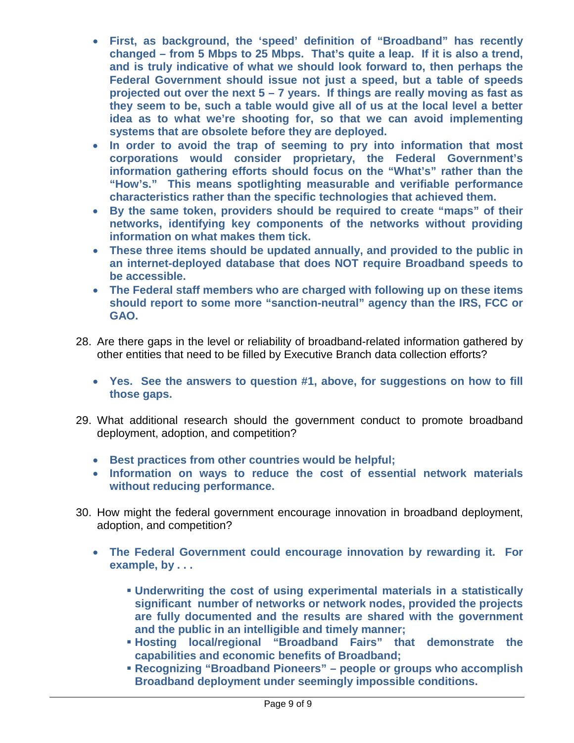- **First, as background, the 'speed' definition of "Broadband" has recently changed – from 5 Mbps to 25 Mbps. That's quite a leap. If it is also a trend, and is truly indicative of what we should look forward to, then perhaps the Federal Government should issue not just a speed, but a table of speeds projected out over the next 5 – 7 years. If things are really moving as fast as they seem to be, such a table would give all of us at the local level a better idea as to what we're shooting for, so that we can avoid implementing systems that are obsolete before they are deployed.**
- **In order to avoid the trap of seeming to pry into information that most corporations would consider proprietary, the Federal Government's information gathering efforts should focus on the "What's" rather than the "How's." This means spotlighting measurable and verifiable performance characteristics rather than the specific technologies that achieved them.**
- **By the same token, providers should be required to create "maps" of their networks, identifying key components of the networks without providing information on what makes them tick.**
- **These three items should be updated annually, and provided to the public in an internet-deployed database that does NOT require Broadband speeds to be accessible.**
- **The Federal staff members who are charged with following up on these items should report to some more "sanction-neutral" agency than the IRS, FCC or GAO.**

28. Are there gaps in the level or reliability of broadband-related information gathered by other entities that need to be filled by Executive Branch data collection efforts?

    - **Yes. See the answers to question #1, above, for suggestions on how to fill those gaps.**

29. What additional research should the government conduct to promote broadband deployment, adoption, and competition?

    - **Best practices from other countries would be helpful;**
    - **Information on ways to reduce the cost of essential network materials without reducing performance.**

30. How might the federal government encourage innovation in broadband deployment, adoption, and competition?

    - **The Federal Government could encourage innovation by rewarding it. For example, by . . .**
        - **Underwriting the cost of using experimental materials in a statistically significant number of networks or network nodes, provided the projects are fully documented and the results are shared with the government and the public in an intelligible and timely manner;**
        - **Hosting local/regional "Broadband Fairs" that demonstrate the capabilities and economic benefits of Broadband;**
        - **Recognizing "Broadband Pioneers" – people or groups who accomplish Broadband deployment under seemingly impossible conditions.**